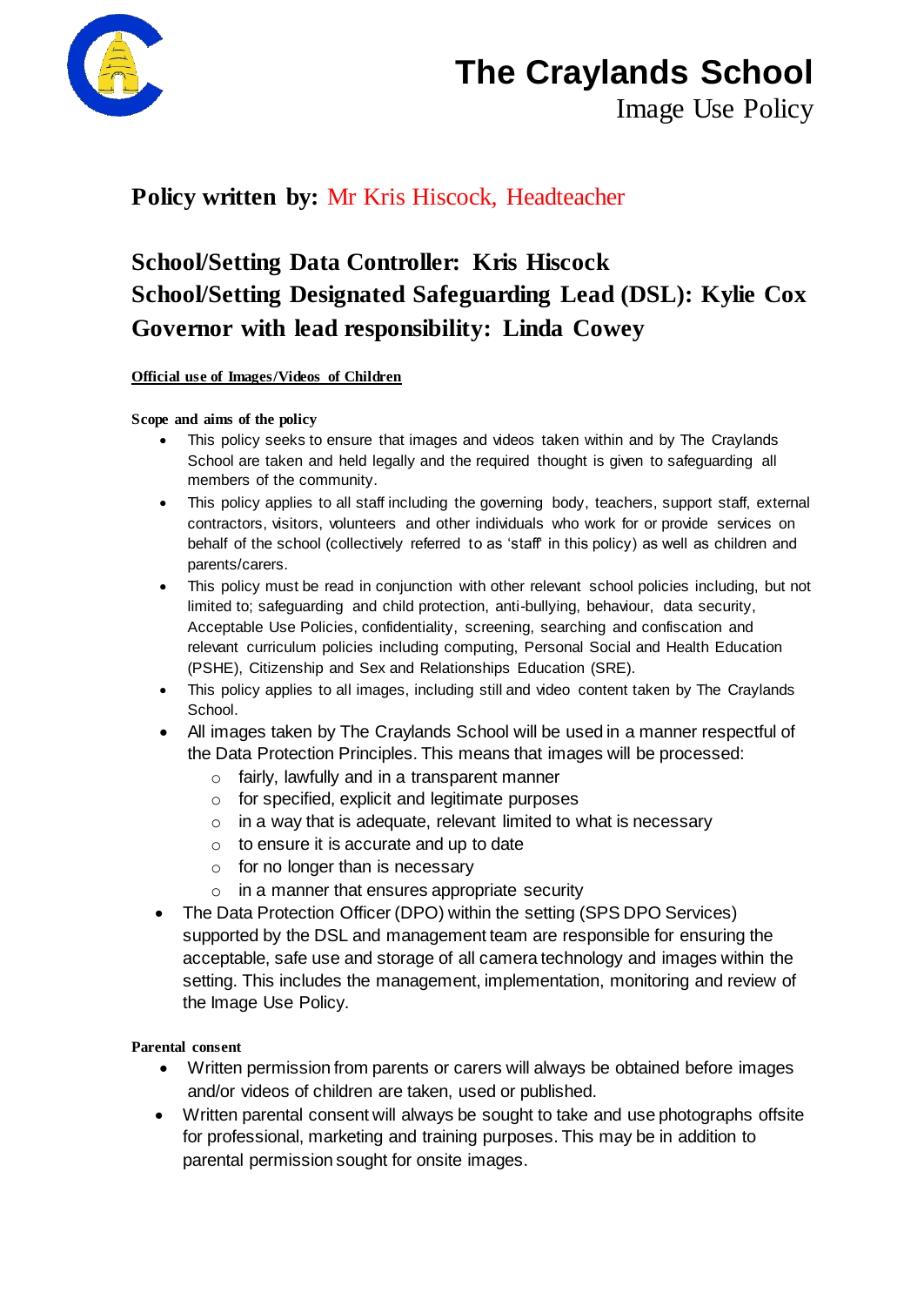# The Craylands School

## Image Use Policy

**Policy written by:** Mr Kris Hiscock, Headteacher

**School/Setting Data Controller: Kris Hiscock**
**School/Setting Designated Safeguarding Lead (DSL): Kylie Cox**
**Governor with lead responsibility: Linda Cowey**

**Official use of Images/Videos of Children**

**Scope and aims of the policy**

- This policy seeks to ensure that images and videos taken within and by The Craylands School are taken and held legally and the required thought is given to safeguarding all members of the community.
- This policy applies to all staff including the governing body, teachers, support staff, external contractors, visitors, volunteers and other individuals who work for or provide services on behalf of the school (collectively referred to as 'staff' in this policy) as well as children and parents/carers.
- This policy must be read in conjunction with other relevant school policies including, but not limited to; safeguarding and child protection, anti-bullying, behaviour, data security, Acceptable Use Policies, confidentiality, screening, searching and confiscation and relevant curriculum policies including computing, Personal Social and Health Education (PSHE), Citizenship and Sex and Relationships Education (SRE).
- This policy applies to all images, including still and video content taken by The Craylands School.
- All images taken by The Craylands School will be used in a manner respectful of the Data Protection Principles. This means that images will be processed:
  - fairly, lawfully and in a transparent manner
  - for specified, explicit and legitimate purposes
  - in a way that is adequate, relevant limited to what is necessary
  - to ensure it is accurate and up to date
  - for no longer than is necessary
  - in a manner that ensures appropriate security
- The Data Protection Officer (DPO) within the setting (SPS DPO Services) supported by the DSL and management team are responsible for ensuring the acceptable, safe use and storage of all camera technology and images within the setting. This includes the management, implementation, monitoring and review of the Image Use Policy.

**Parental consent**

- Written permission from parents or carers will always be obtained before images and/or videos of children are taken, used or published.
- Written parental consent will always be sought to take and use photographs offsite for professional, marketing and training purposes. This may be in addition to parental permission sought for onsite images.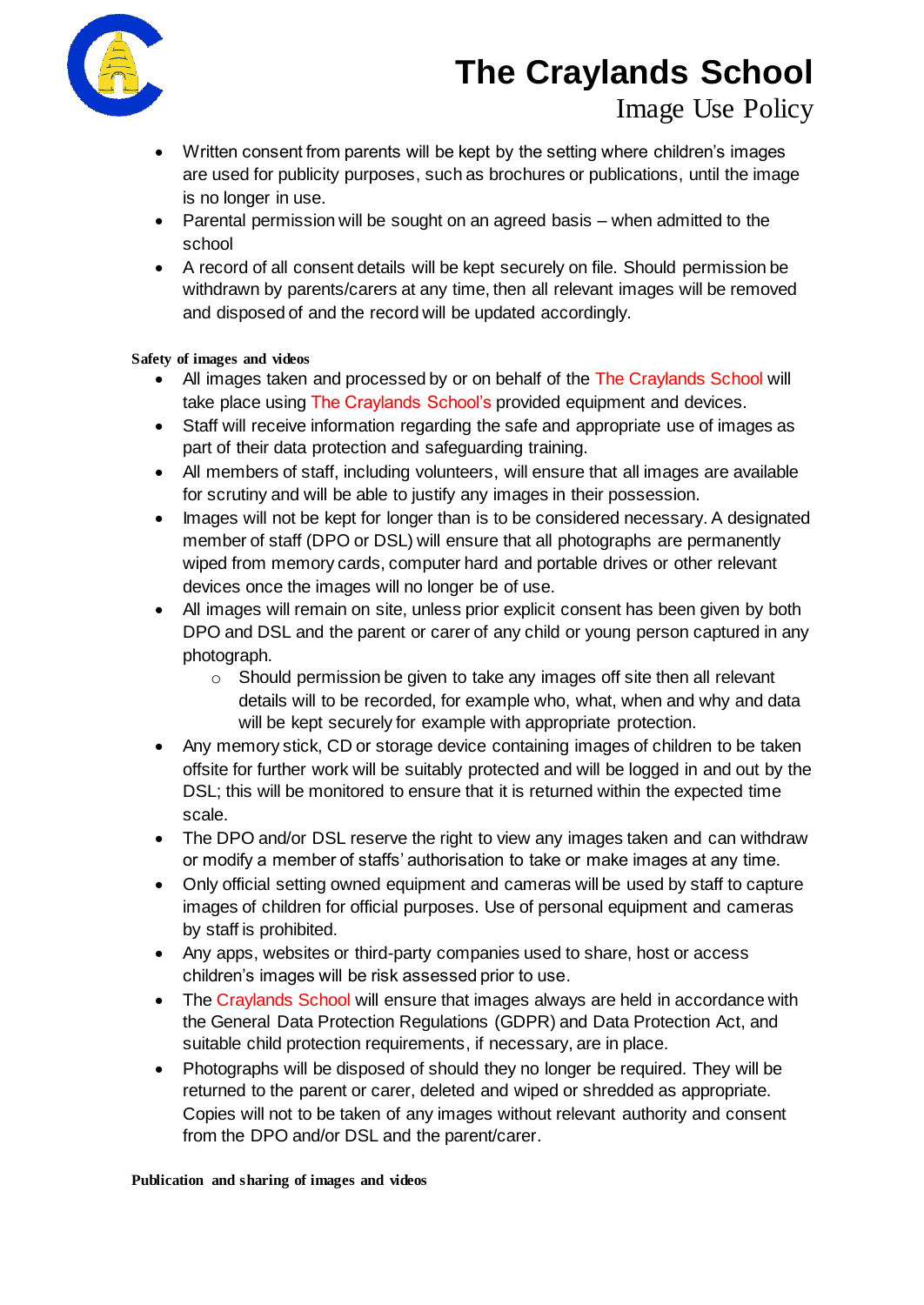- Written consent from parents will be kept by the setting where children's images are used for publicity purposes, such as brochures or publications, until the image is no longer in use.
- Parental permission will be sought on an agreed basis – when admitted to the school
- A record of all consent details will be kept securely on file. Should permission be withdrawn by parents/carers at any time, then all relevant images will be removed and disposed of and the record will be updated accordingly.

**Safety of images and videos**

- All images taken and processed by or on behalf of the The Craylands School will take place using The Craylands School's provided equipment and devices.
- Staff will receive information regarding the safe and appropriate use of images as part of their data protection and safeguarding training.
- All members of staff, including volunteers, will ensure that all images are available for scrutiny and will be able to justify any images in their possession.
- Images will not be kept for longer than is to be considered necessary. A designated member of staff (DPO or DSL) will ensure that all photographs are permanently wiped from memory cards, computer hard and portable drives or other relevant devices once the images will no longer be of use.
- All images will remain on site, unless prior explicit consent has been given by both DPO and DSL and the parent or carer of any child or young person captured in any photograph.
  - Should permission be given to take any images off site then all relevant details will to be recorded, for example who, what, when and why and data will be kept securely for example with appropriate protection.
- Any memory stick, CD or storage device containing images of children to be taken offsite for further work will be suitably protected and will be logged in and out by the DSL; this will be monitored to ensure that it is returned within the expected time scale.
- The DPO and/or DSL reserve the right to view any images taken and can withdraw or modify a member of staffs' authorisation to take or make images at any time.
- Only official setting owned equipment and cameras will be used by staff to capture images of children for official purposes. Use of personal equipment and cameras by staff is prohibited.
- Any apps, websites or third-party companies used to share, host or access children's images will be risk assessed prior to use.
- The Craylands School will ensure that images always are held in accordance with the General Data Protection Regulations (GDPR) and Data Protection Act, and suitable child protection requirements, if necessary, are in place.
- Photographs will be disposed of should they no longer be required. They will be returned to the parent or carer, deleted and wiped or shredded as appropriate. Copies will not to be taken of any images without relevant authority and consent from the DPO and/or DSL and the parent/carer.

**Publication and sharing of images and videos**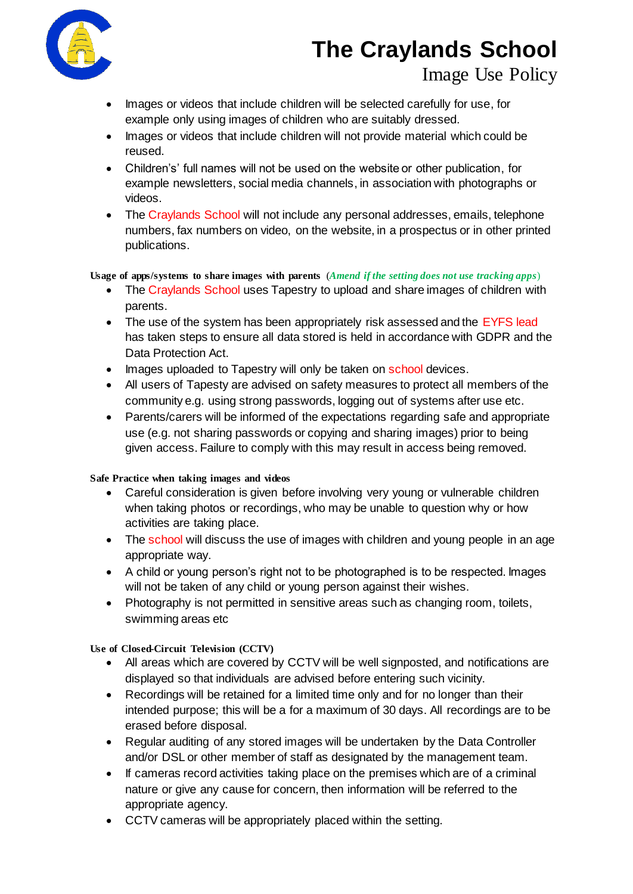- Images or videos that include children will be selected carefully for use, for example only using images of children who are suitably dressed.
- Images or videos that include children will not provide material which could be reused.
- Children's' full names will not be used on the website or other publication, for example newsletters, social media channels, in association with photographs or videos.
- The Craylands School will not include any personal addresses, emails, telephone numbers, fax numbers on video, on the website, in a prospectus or in other printed publications.

**Usage of apps/systems to share images with parents** (*Amend if the setting does not use tracking apps*)

- The Craylands School uses Tapestry to upload and share images of children with parents.
- The use of the system has been appropriately risk assessed and the EYFS lead has taken steps to ensure all data stored is held in accordance with GDPR and the Data Protection Act.
- Images uploaded to Tapestry will only be taken on school devices.
- All users of Tapesty are advised on safety measures to protect all members of the community e.g. using strong passwords, logging out of systems after use etc.
- Parents/carers will be informed of the expectations regarding safe and appropriate use (e.g. not sharing passwords or copying and sharing images) prior to being given access. Failure to comply with this may result in access being removed.

**Safe Practice when taking images and videos**

- Careful consideration is given before involving very young or vulnerable children when taking photos or recordings, who may be unable to question why or how activities are taking place.
- The school will discuss the use of images with children and young people in an age appropriate way.
- A child or young person's right not to be photographed is to be respected. Images will not be taken of any child or young person against their wishes.
- Photography is not permitted in sensitive areas such as changing room, toilets, swimming areas etc

**Use of Closed-Circuit Television (CCTV)**

- All areas which are covered by CCTV will be well signposted, and notifications are displayed so that individuals are advised before entering such vicinity.
- Recordings will be retained for a limited time only and for no longer than their intended purpose; this will be a for a maximum of 30 days. All recordings are to be erased before disposal.
- Regular auditing of any stored images will be undertaken by the Data Controller and/or DSL or other member of staff as designated by the management team.
- If cameras record activities taking place on the premises which are of a criminal nature or give any cause for concern, then information will be referred to the appropriate agency.
- CCTV cameras will be appropriately placed within the setting.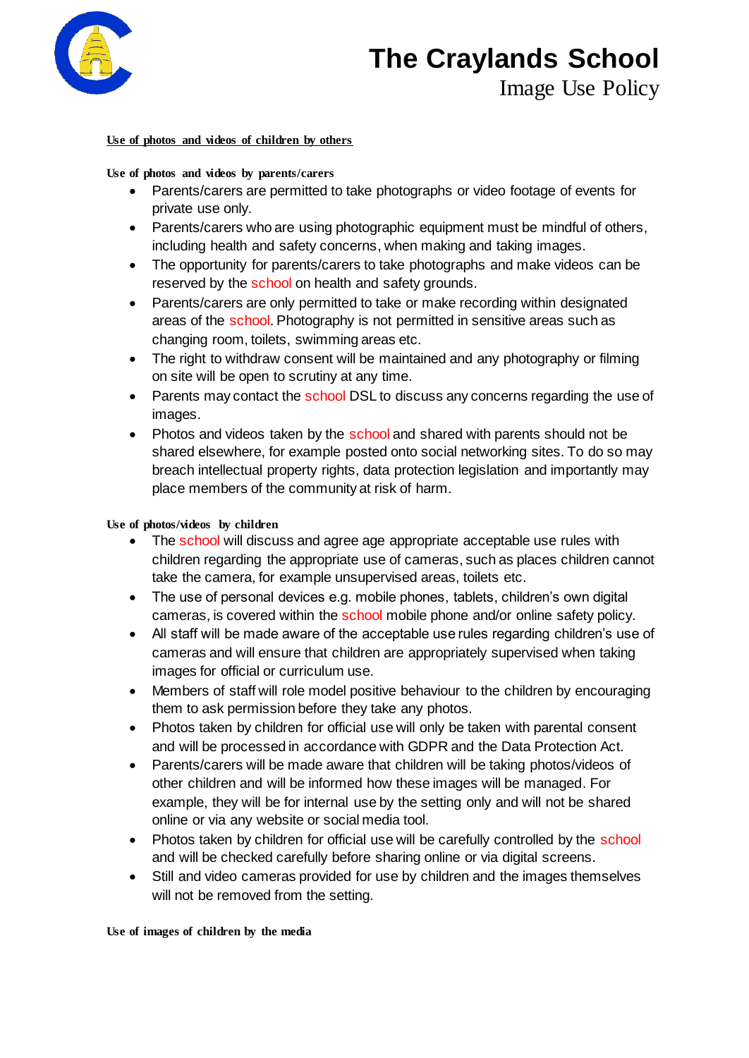**Use of photos and videos of children by others**

**Use of photos and videos by parents/carers**

- Parents/carers are permitted to take photographs or video footage of events for private use only.
- Parents/carers who are using photographic equipment must be mindful of others, including health and safety concerns, when making and taking images.
- The opportunity for parents/carers to take photographs and make videos can be reserved by the school on health and safety grounds.
- Parents/carers are only permitted to take or make recording within designated areas of the school. Photography is not permitted in sensitive areas such as changing room, toilets, swimming areas etc.
- The right to withdraw consent will be maintained and any photography or filming on site will be open to scrutiny at any time.
- Parents may contact the school DSL to discuss any concerns regarding the use of images.
- Photos and videos taken by the school and shared with parents should not be shared elsewhere, for example posted onto social networking sites. To do so may breach intellectual property rights, data protection legislation and importantly may place members of the community at risk of harm.

**Use of photos/videos by children**

- The school will discuss and agree age appropriate acceptable use rules with children regarding the appropriate use of cameras, such as places children cannot take the camera, for example unsupervised areas, toilets etc.
- The use of personal devices e.g. mobile phones, tablets, children's own digital cameras, is covered within the school mobile phone and/or online safety policy.
- All staff will be made aware of the acceptable use rules regarding children's use of cameras and will ensure that children are appropriately supervised when taking images for official or curriculum use.
- Members of staff will role model positive behaviour to the children by encouraging them to ask permission before they take any photos.
- Photos taken by children for official use will only be taken with parental consent and will be processed in accordance with GDPR and the Data Protection Act.
- Parents/carers will be made aware that children will be taking photos/videos of other children and will be informed how these images will be managed. For example, they will be for internal use by the setting only and will not be shared online or via any website or social media tool.
- Photos taken by children for official use will be carefully controlled by the school and will be checked carefully before sharing online or via digital screens.
- Still and video cameras provided for use by children and the images themselves will not be removed from the setting.

**Use of images of children by the media**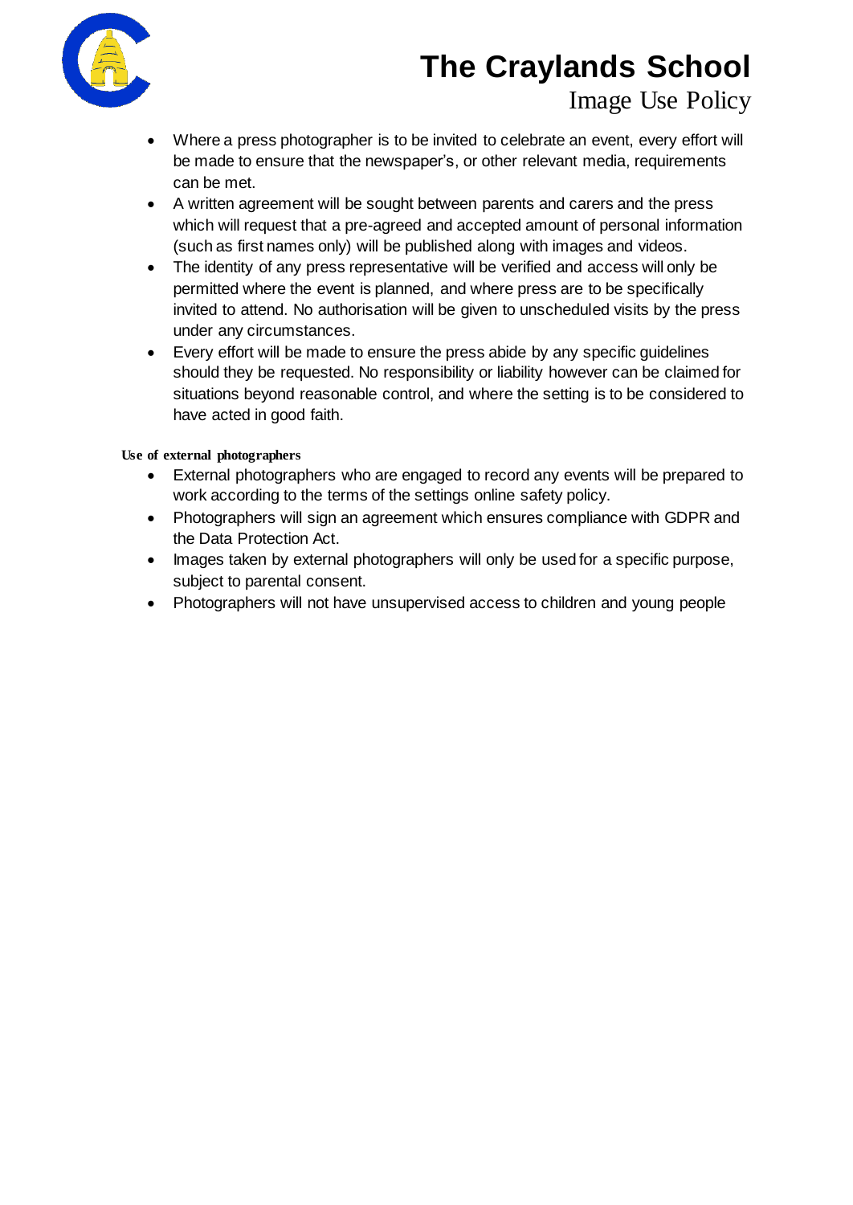- Where a press photographer is to be invited to celebrate an event, every effort will be made to ensure that the newspaper's, or other relevant media, requirements can be met.
- A written agreement will be sought between parents and carers and the press which will request that a pre-agreed and accepted amount of personal information (such as first names only) will be published along with images and videos.
- The identity of any press representative will be verified and access will only be permitted where the event is planned, and where press are to be specifically invited to attend. No authorisation will be given to unscheduled visits by the press under any circumstances.
- Every effort will be made to ensure the press abide by any specific guidelines should they be requested. No responsibility or liability however can be claimed for situations beyond reasonable control, and where the setting is to be considered to have acted in good faith.

**Use of external photographers**

- External photographers who are engaged to record any events will be prepared to work according to the terms of the settings online safety policy.
- Photographers will sign an agreement which ensures compliance with GDPR and the Data Protection Act.
- Images taken by external photographers will only be used for a specific purpose, subject to parental consent.
- Photographers will not have unsupervised access to children and young people